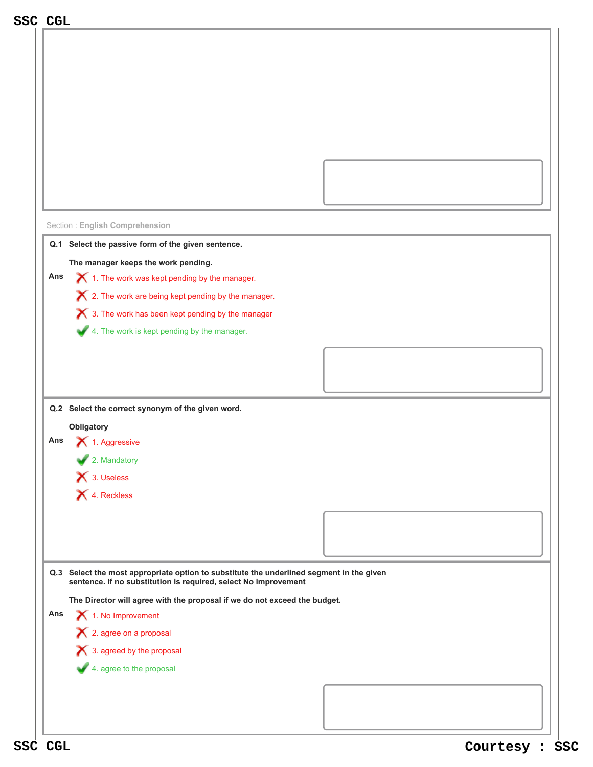Section : **English Comprehension**

**Q.1 Select the passive form of the given sentence.**

**The manager keeps the work pending.**

**Ans**

1. The work was kept pending by the manager.
2. The work are being kept pending by the manager.
3. The work has been kept pending by the manager
4. The work is kept pending by the manager.

**Q.2 Select the correct synonym of the given word.**

**Obligatory**

**Ans**

1. Aggressive
2. Mandatory
3. Useless
4. Reckless

**Q.3 Select the most appropriate option to substitute the underlined segment in the given sentence. If no substitution is required, select No improvement**

**The Director will <u>agree with the proposal</u> if we do not exceed the budget.**

**Ans**

1. No Improvement
2. agree on a proposal
3. agreed by the proposal
4. agree to the proposal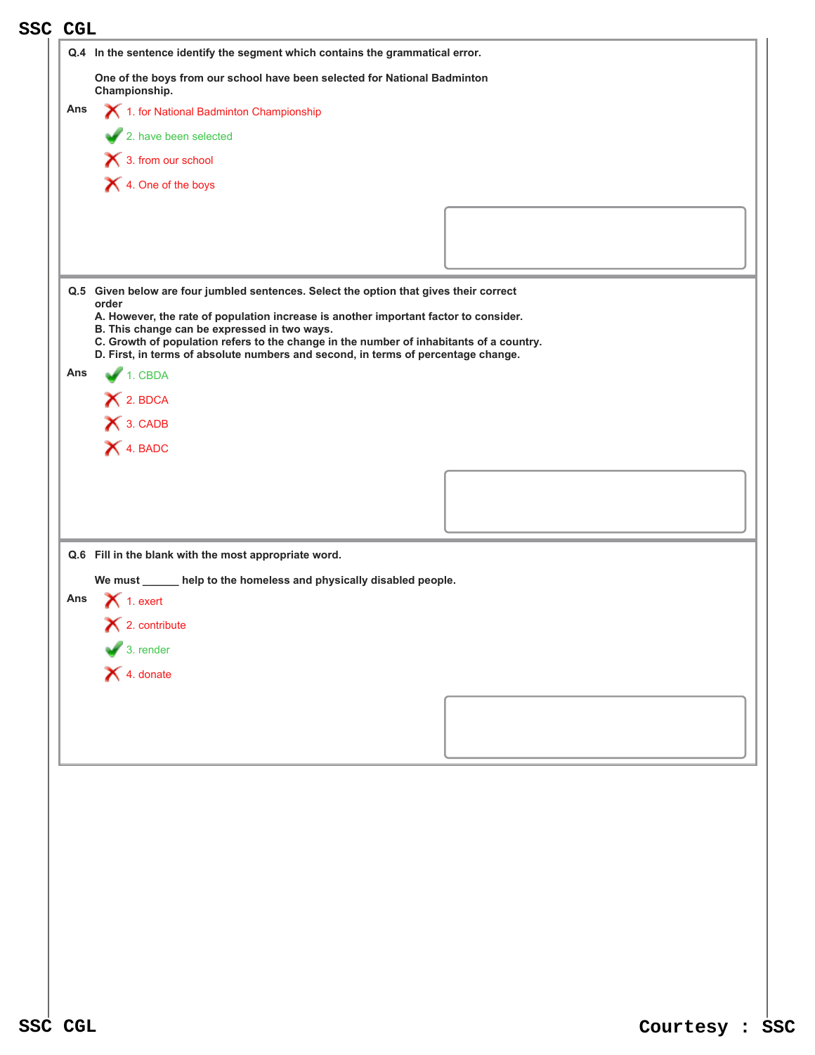**Q.4** In the sentence identify the segment which contains the grammatical error.

One of the boys from our school have been selected for National Badminton Championship.

**Ans**

- ✗ 1. for National Badminton Championship
- ✓ 2. have been selected
- ✗ 3. from our school
- ✗ 4. One of the boys

**Q.5** Given below are four jumbled sentences. Select the option that gives their correct order

A. However, the rate of population increase is another important factor to consider.
B. This change can be expressed in two ways.
C. Growth of population refers to the change in the number of inhabitants of a country.
D. First, in terms of absolute numbers and second, in terms of percentage change.

**Ans**

- ✓ 1. CBDA
- ✗ 2. BDCA
- ✗ 3. CADB
- ✗ 4. BADC

**Q.6** Fill in the blank with the most appropriate word.

We must ______ help to the homeless and physically disabled people.

**Ans**

- ✗ 1. exert
- ✗ 2. contribute
- ✓ 3. render
- ✗ 4. donate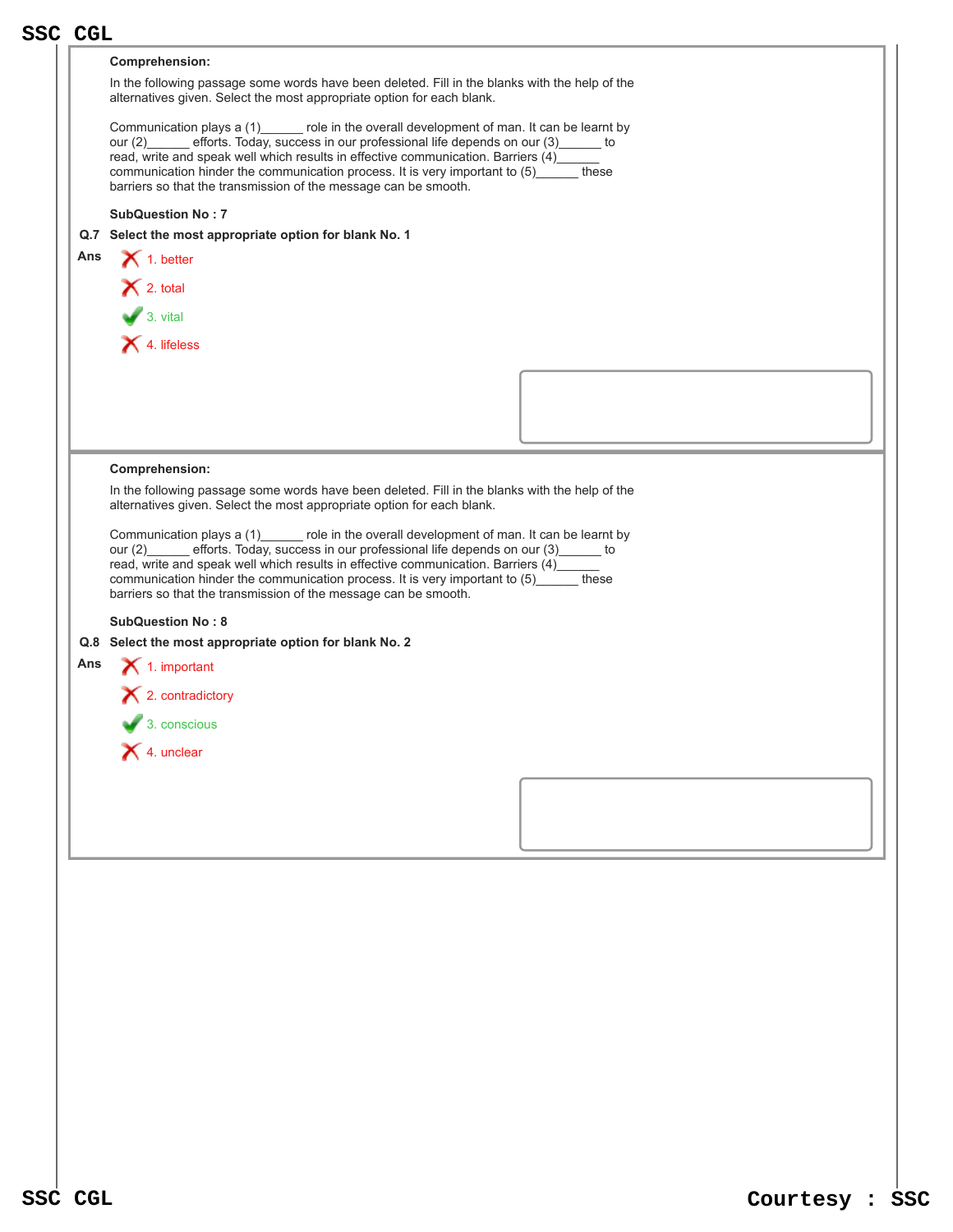**Comprehension:**

In the following passage some words have been deleted. Fill in the blanks with the help of the alternatives given. Select the most appropriate option for each blank.

Communication plays a (1)______ role in the overall development of man. It can be learnt by our (2)______ efforts. Today, success in our professional life depends on our (3)______ to read, write and speak well which results in effective communication. Barriers (4)______ communication hinder the communication process. It is very important to (5)______ these barriers so that the transmission of the message can be smooth.

**SubQuestion No : 7**

**Q.7 Select the most appropriate option for blank No. 1**

**Ans**

1. better ✗
2. total ✗
3. vital ✓
4. lifeless ✗

**Comprehension:**

In the following passage some words have been deleted. Fill in the blanks with the help of the alternatives given. Select the most appropriate option for each blank.

Communication plays a (1)______ role in the overall development of man. It can be learnt by our (2)______ efforts. Today, success in our professional life depends on our (3)______ to read, write and speak well which results in effective communication. Barriers (4)______ communication hinder the communication process. It is very important to (5)______ these barriers so that the transmission of the message can be smooth.

**SubQuestion No : 8**

**Q.8 Select the most appropriate option for blank No. 2**

**Ans**

1. important ✗
2. contradictory ✗
3. conscious ✓
4. unclear ✗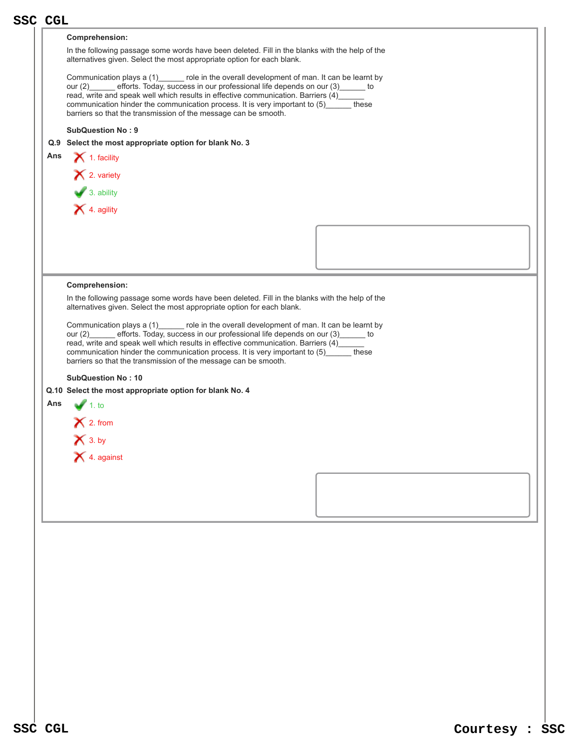**Comprehension:**

In the following passage some words have been deleted. Fill in the blanks with the help of the alternatives given. Select the most appropriate option for each blank.

Communication plays a (1)______ role in the overall development of man. It can be learnt by our (2)______ efforts. Today, success in our professional life depends on our (3)______ to read, write and speak well which results in effective communication. Barriers (4)______ communication hinder the communication process. It is very important to (5)______ these barriers so that the transmission of the message can be smooth.

**SubQuestion No : 9**

**Q.9 Select the most appropriate option for blank No. 3**

Ans

1. facility ✗
2. variety ✗
3. ability ✓
4. agility ✗

**Comprehension:**

In the following passage some words have been deleted. Fill in the blanks with the help of the alternatives given. Select the most appropriate option for each blank.

Communication plays a (1)______ role in the overall development of man. It can be learnt by our (2)______ efforts. Today, success in our professional life depends on our (3)______ to read, write and speak well which results in effective communication. Barriers (4)______ communication hinder the communication process. It is very important to (5)______ these barriers so that the transmission of the message can be smooth.

**SubQuestion No : 10**

**Q.10 Select the most appropriate option for blank No. 4**

Ans

1. to ✓
2. from ✗
3. by ✗
4. against ✗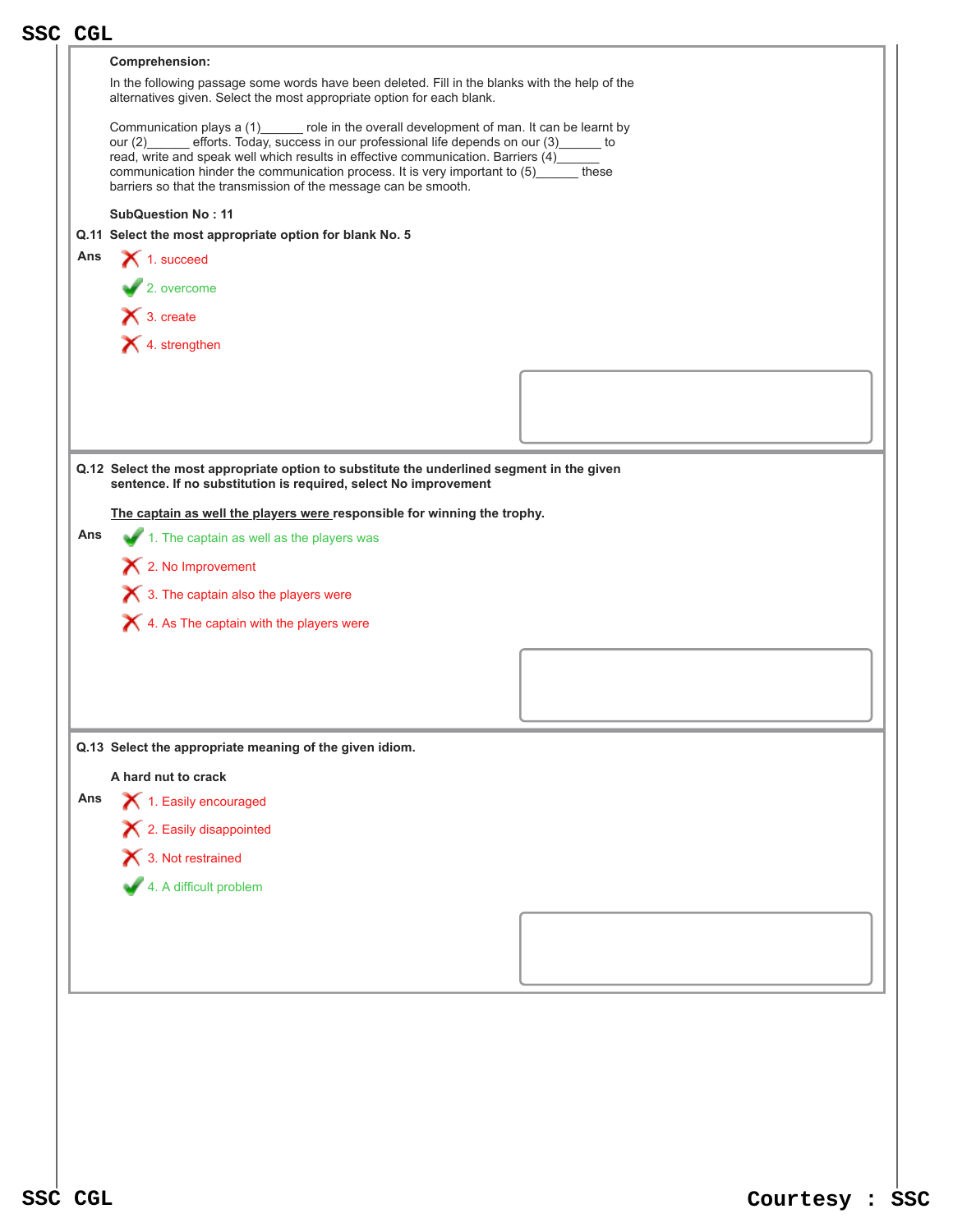**Comprehension:**

In the following passage some words have been deleted. Fill in the blanks with the help of the alternatives given. Select the most appropriate option for each blank.

Communication plays a (1)______ role in the overall development of man. It can be learnt by our (2)______ efforts. Today, success in our professional life depends on our (3)______ to read, write and speak well which results in effective communication. Barriers (4)______ communication hinder the communication process. It is very important to (5)______ these barriers so that the transmission of the message can be smooth.

**SubQuestion No : 11**

**Q.11 Select the most appropriate option for blank No. 5**

**Ans**

1. succeed ✗
2. overcome ✓
3. create ✗
4. strengthen ✗

**Q.12 Select the most appropriate option to substitute the underlined segment in the given sentence. If no substitution is required, select No improvement**

**<u>The captain as well the players were</u> responsible for winning the trophy.**

**Ans**

1. The captain as well as the players was ✓
2. No Improvement ✗
3. The captain also the players were ✗
4. As The captain with the players were ✗

**Q.13 Select the appropriate meaning of the given idiom.**

**A hard nut to crack**

**Ans**

1. Easily encouraged ✗
2. Easily disappointed ✗
3. Not restrained ✗
4. A difficult problem ✓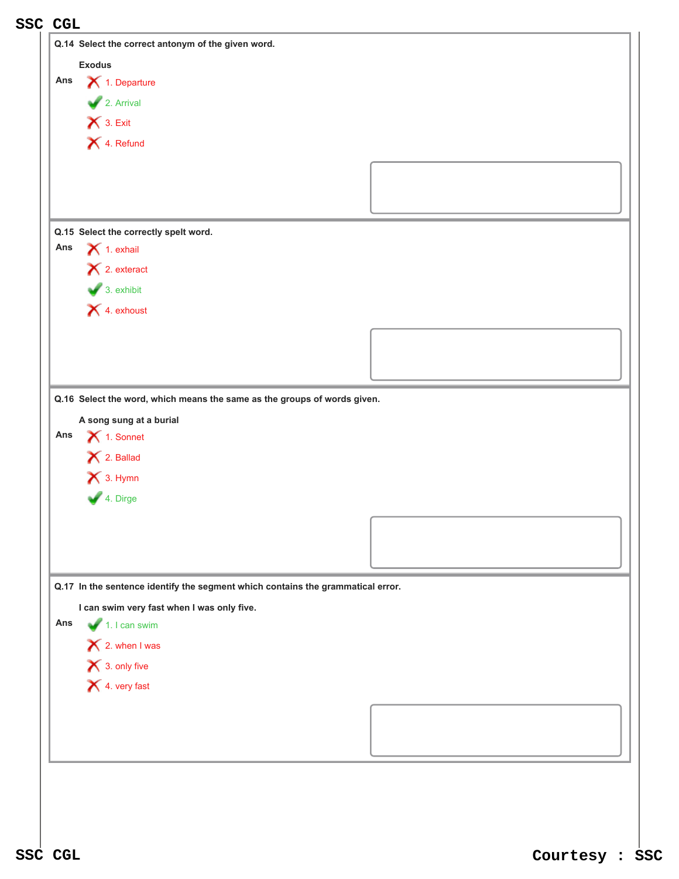**Q.14** Select the correct antonym of the given word.

Exodus

**Ans**

✗ 1. Departure

✓ 2. Arrival

✗ 3. Exit

✗ 4. Refund

**Q.15** Select the correctly spelt word.

**Ans**

✗ 1. exhail

✗ 2. exteract

✓ 3. exhibit

✗ 4. exhoust

**Q.16** Select the word, which means the same as the groups of words given.

A song sung at a burial

**Ans**

✗ 1. Sonnet

✗ 2. Ballad

✗ 3. Hymn

✓ 4. Dirge

**Q.17** In the sentence identify the segment which contains the grammatical error.

I can swim very fast when I was only five.

**Ans**

✓ 1. I can swim

✗ 2. when I was

✗ 3. only five

✗ 4. very fast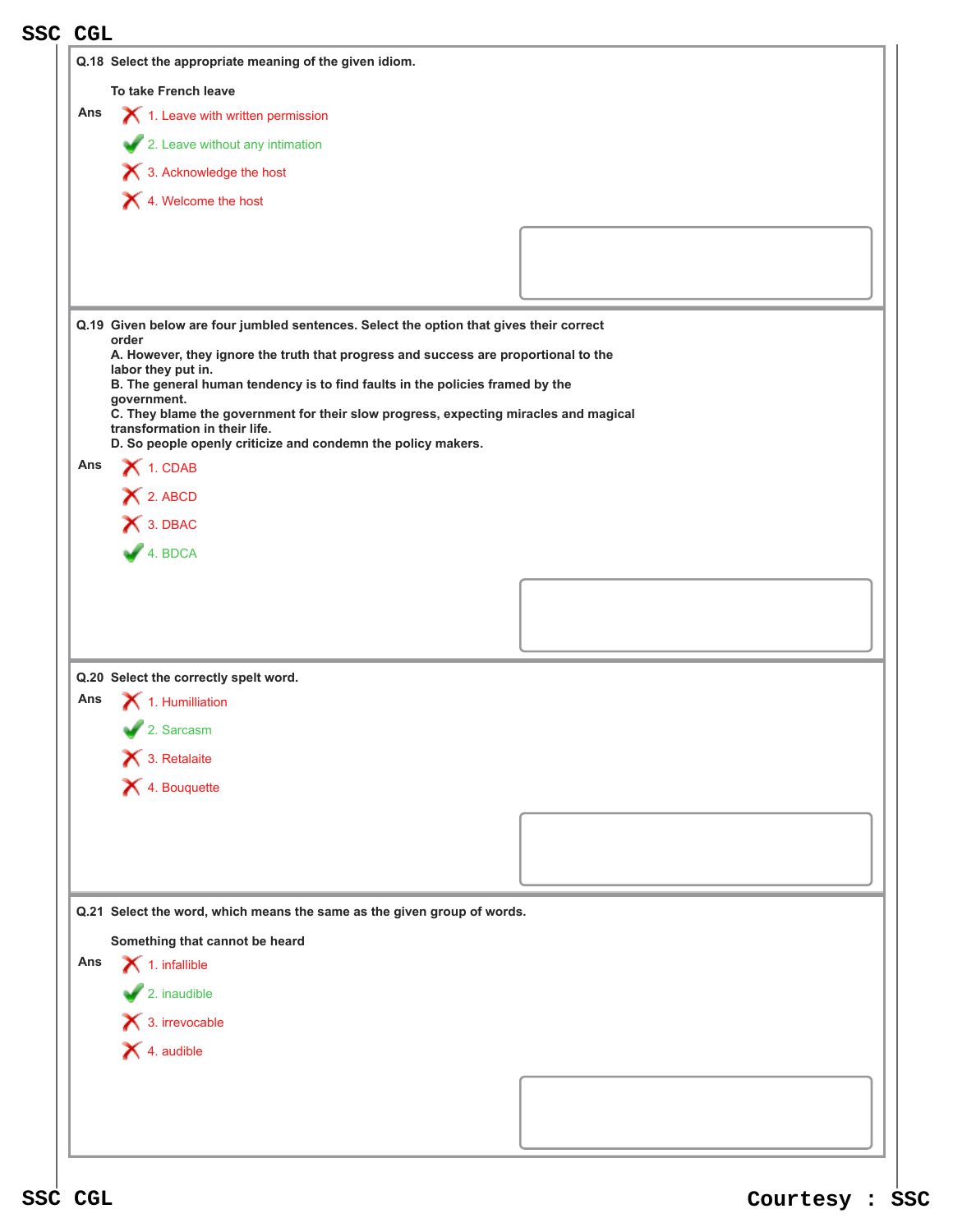**Q.18** Select the appropriate meaning of the given idiom.

To take French leave

Ans

1. Leave with written permission ✗
2. Leave without any intimation ✓
3. Acknowledge the host ✗
4. Welcome the host ✗

**Q.19** Given below are four jumbled sentences. Select the option that gives their correct order

A. However, they ignore the truth that progress and success are proportional to the labor they put in.
B. The general human tendency is to find faults in the policies framed by the government.
C. They blame the government for their slow progress, expecting miracles and magical transformation in their life.
D. So people openly criticize and condemn the policy makers.

Ans

1. CDAB ✗
2. ABCD ✗
3. DBAC ✗
4. BDCA ✓

**Q.20** Select the correctly spelt word.

Ans

1. Humilliation ✗
2. Sarcasm ✓
3. Retalaite ✗
4. Bouquette ✗

**Q.21** Select the word, which means the same as the given group of words.

Something that cannot be heard

Ans

1. infallible ✗
2. inaudible ✓
3. irrevocable ✗
4. audible ✗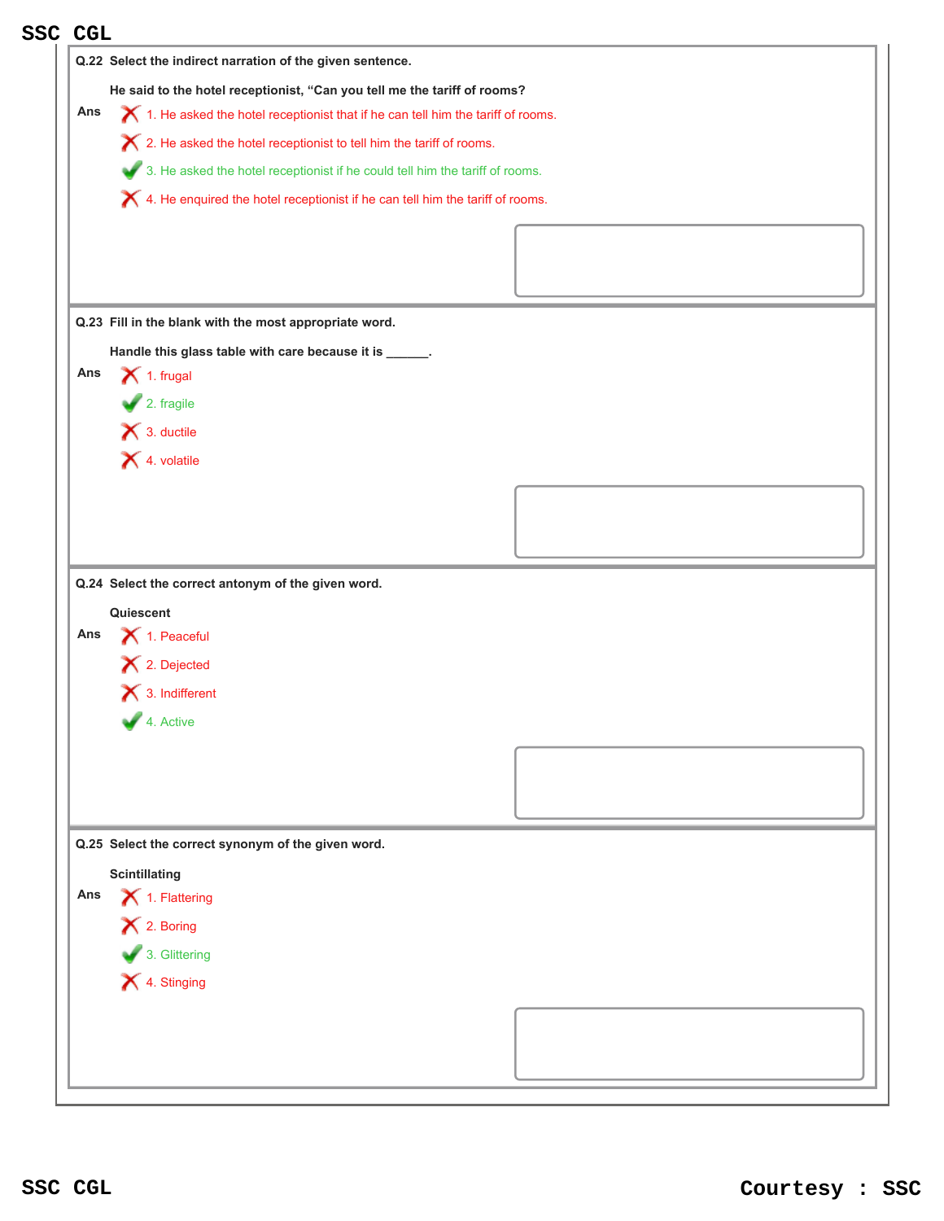**Q.22** Select the indirect narration of the given sentence.

He said to the hotel receptionist, "Can you tell me the tariff of rooms?

Ans

1. He asked the hotel receptionist that if he can tell him the tariff of rooms.
2. He asked the hotel receptionist to tell him the tariff of rooms.
3. He asked the hotel receptionist if he could tell him the tariff of rooms. ✔
4. He enquired the hotel receptionist if he can tell him the tariff of rooms.

**Q.23** Fill in the blank with the most appropriate word.

Handle this glass table with care because it is ______.

Ans

1. frugal
2. fragile ✔
3. ductile
4. volatile

**Q.24** Select the correct antonym of the given word.

Quiescent

Ans

1. Peaceful
2. Dejected
3. Indifferent
4. Active ✔

**Q.25** Select the correct synonym of the given word.

Scintillating

Ans

1. Flattering
2. Boring
3. Glittering ✔
4. Stinging